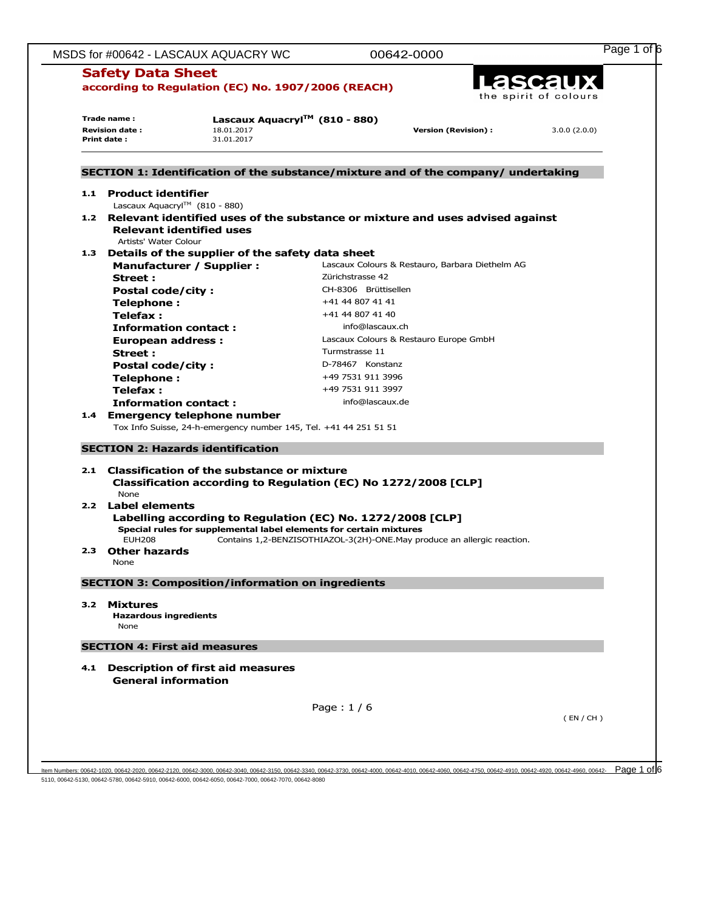# Safety Data Sheet

**according to Regulation (EC) No. 1907/2006 (REACH)**

Lascaux
the spirit of colours

| | | | |
|---|---|---|---|
| **Trade name :** | **Lascaux Aquacryl™ (810 - 880)** | | |
| **Revision date :** | 18.01.2017 | **Version (Revision) :** | 3.0.0 (2.0.0) |
| **Print date :** | 31.01.2017 | | |

## SECTION 1: Identification of the substance/mixture and of the company/ undertaking

### 1.1 Product identifier

Lascaux Aquacryl™ (810 - 880)

### 1.2 Relevant identified uses of the substance or mixture and uses advised against

**Relevant identified uses**

Artists' Water Colour

### 1.3 Details of the supplier of the safety data sheet

| | |
|---|---|
| **Manufacturer / Supplier :** | Lascaux Colours & Restauro, Barbara Diethelm AG |
| **Street :** | Zürichstrasse 42 |
| **Postal code/city :** | CH-8306 Brüttisellen |
| **Telephone :** | +41 44 807 41 41 |
| **Telefax :** | +41 44 807 41 40 |
| **Information contact :** | info@lascaux.ch |
| **European address :** | Lascaux Colours & Restauro Europe GmbH |
| **Street :** | Turmstrasse 11 |
| **Postal code/city :** | D-78467 Konstanz |
| **Telephone :** | +49 7531 911 3996 |
| **Telefax :** | +49 7531 911 3997 |
| **Information contact :** | info@lascaux.de |

### 1.4 Emergency telephone number

Tox Info Suisse, 24-h-emergency number 145, Tel. +41 44 251 51 51

## SECTION 2: Hazards identification

### 2.1 Classification of the substance or mixture

**Classification according to Regulation (EC) No 1272/2008 [CLP]**

None

### 2.2 Label elements

**Labelling according to Regulation (EC) No. 1272/2008 [CLP]**

**Special rules for supplemental label elements for certain mixtures**

EUH208 Contains 1,2-BENZISOTHIAZOL-3(2H)-ONE.May produce an allergic reaction.

### 2.3 Other hazards

None

## SECTION 3: Composition/information on ingredients

### 3.2 Mixtures

**Hazardous ingredients**

None

## SECTION 4: First aid measures

### 4.1 Description of first aid measures

**General information**

( EN / CH )

Item Numbers: 00642-1020, 00642-2020, 00642-2120, 00642-3000, 00642-3040, 00642-3150, 00642-3340, 00642-3730, 00642-4000, 00642-4010, 00642-4060, 00642-4750, 00642-4910, 00642-4920, 00642-4960, 00642-5110, 00642-5130, 00642-5780, 00642-5910, 00642-6000, 00642-6050, 00642-7000, 00642-7070, 00642-8080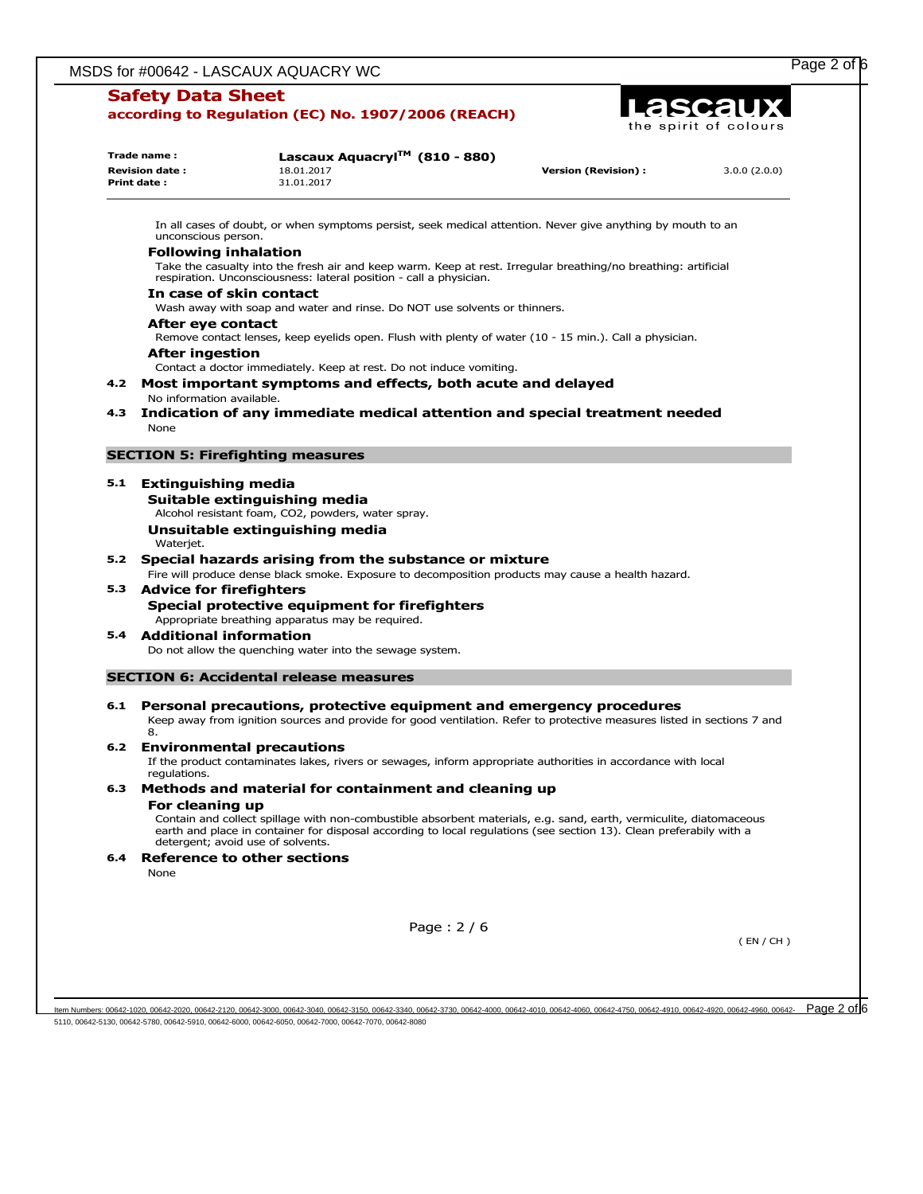In all cases of doubt, or when symptoms persist, seek medical attention. Never give anything by mouth to an unconscious person.

### Following inhalation

Take the casualty into the fresh air and keep warm. Keep at rest. Irregular breathing/no breathing: artificial respiration. Unconsciousness: lateral position - call a physician.

### In case of skin contact

Wash away with soap and water and rinse. Do NOT use solvents or thinners.

### After eye contact

Remove contact lenses, keep eyelids open. Flush with plenty of water (10 - 15 min.). Call a physician.

### After ingestion

Contact a doctor immediately. Keep at rest. Do not induce vomiting.

### 4.2 Most important symptoms and effects, both acute and delayed

No information available.

### 4.3 Indication of any immediate medical attention and special treatment needed

None

## SECTION 5: Firefighting measures

### 5.1 Extinguishing media

#### Suitable extinguishing media

Alcohol resistant foam, CO2, powders, water spray.

#### Unsuitable extinguishing media

Waterjet.

### 5.2 Special hazards arising from the substance or mixture

Fire will produce dense black smoke. Exposure to decomposition products may cause a health hazard.

### 5.3 Advice for firefighters

#### Special protective equipment for firefighters

Appropriate breathing apparatus may be required.

### 5.4 Additional information

Do not allow the quenching water into the sewage system.

## SECTION 6: Accidental release measures

### 6.1 Personal precautions, protective equipment and emergency procedures

Keep away from ignition sources and provide for good ventilation. Refer to protective measures listed in sections 7 and 8.

### 6.2 Environmental precautions

If the product contaminates lakes, rivers or sewages, inform appropriate authorities in accordance with local regulations.

### 6.3 Methods and material for containment and cleaning up

#### For cleaning up

Contain and collect spillage with non-combustible absorbent materials, e.g. sand, earth, vermiculite, diatomaceous earth and place in container for disposal according to local regulations (see section 13). Clean preferabily with a detergent; avoid use of solvents.

### 6.4 Reference to other sections

None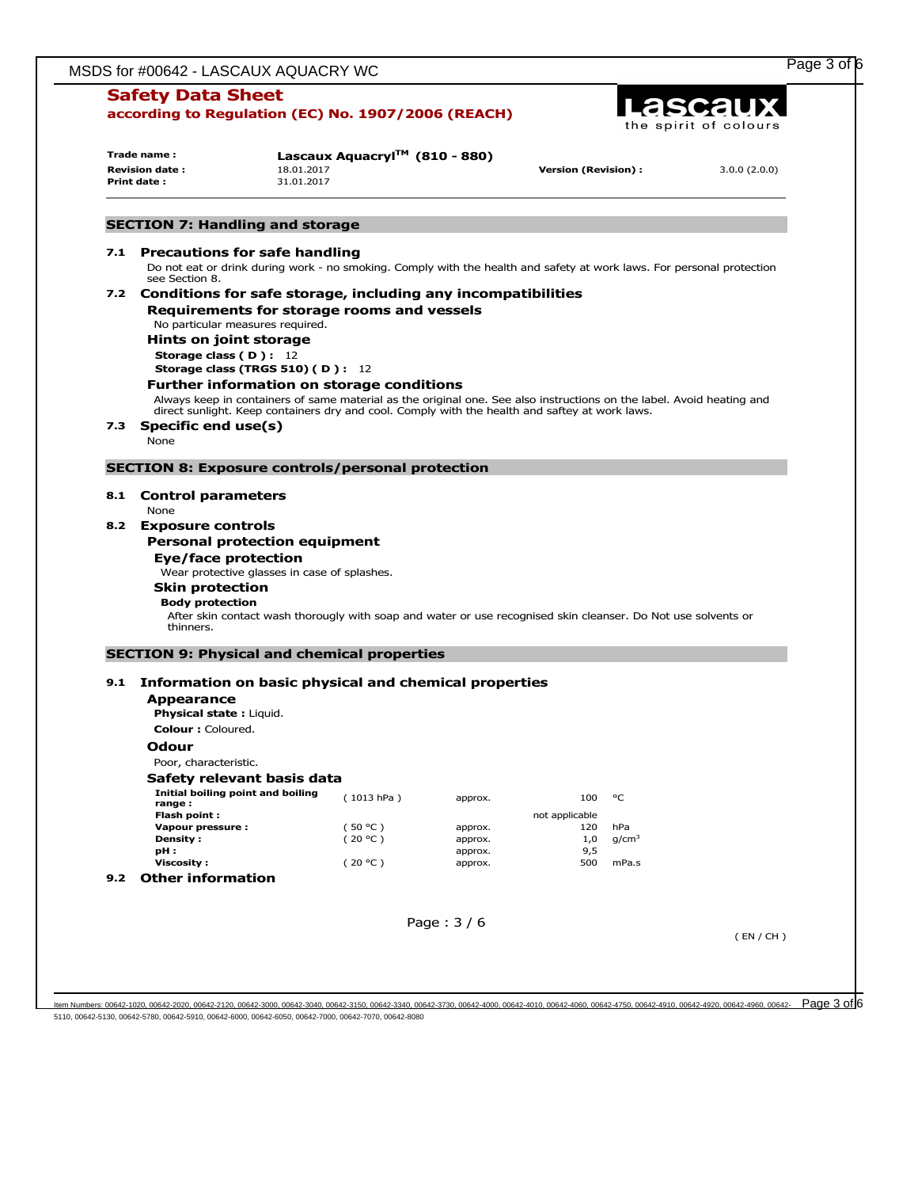## Safety Data Sheet
**according to Regulation (EC) No. 1907/2006 (REACH)**

| | | | |
|---|---|---|---|
| **Trade name :** | **Lascaux Aquacryl™ (810 - 880)** | | |
| **Revision date :** | 18.01.2017 | **Version (Revision) :** | 3.0.0 (2.0.0) |
| **Print date :** | 31.01.2017 | | |

## SECTION 7: Handling and storage

### 7.1 Precautions for safe handling

Do not eat or drink during work - no smoking. Comply with the health and safety at work laws. For personal protection see Section 8.

### 7.2 Conditions for safe storage, including any incompatibilities

**Requirements for storage rooms and vessels**

No particular measures required.

**Hints on joint storage**

**Storage class ( D ) :** 12

**Storage class (TRGS 510) ( D ) :** 12

**Further information on storage conditions**

Always keep in containers of same material as the original one. See also instructions on the label. Avoid heating and direct sunlight. Keep containers dry and cool. Comply with the health and saftey at work laws.

### 7.3 Specific end use(s)

None

## SECTION 8: Exposure controls/personal protection

### 8.1 Control parameters

None

### 8.2 Exposure controls

**Personal protection equipment**

**Eye/face protection**

Wear protective glasses in case of splashes.

**Skin protection**

**Body protection**

After skin contact wash thoroughly with soap and water or use recognised skin cleanser. Do Not use solvents or thinners.

## SECTION 9: Physical and chemical properties

### 9.1 Information on basic physical and chemical properties

**Appearance**

**Physical state :** Liquid.

**Colour :** Coloured.

**Odour**

Poor, characteristic.

**Safety relevant basis data**

| | | | | |
|---|---|---|---|---|
| **Initial boiling point and boiling range :** | ( 1013 hPa ) | approx. | 100 | °C |
| **Flash point :** | | | not applicable | |
| **Vapour pressure :** | ( 50 °C ) | approx. | 120 | hPa |
| **Density :** | ( 20 °C ) | approx. | 1,0 | g/cm³ |
| **pH :** | | approx. | 9,5 | |
| **Viscosity :** | ( 20 °C ) | approx. | 500 | mPa.s |

### 9.2 Other information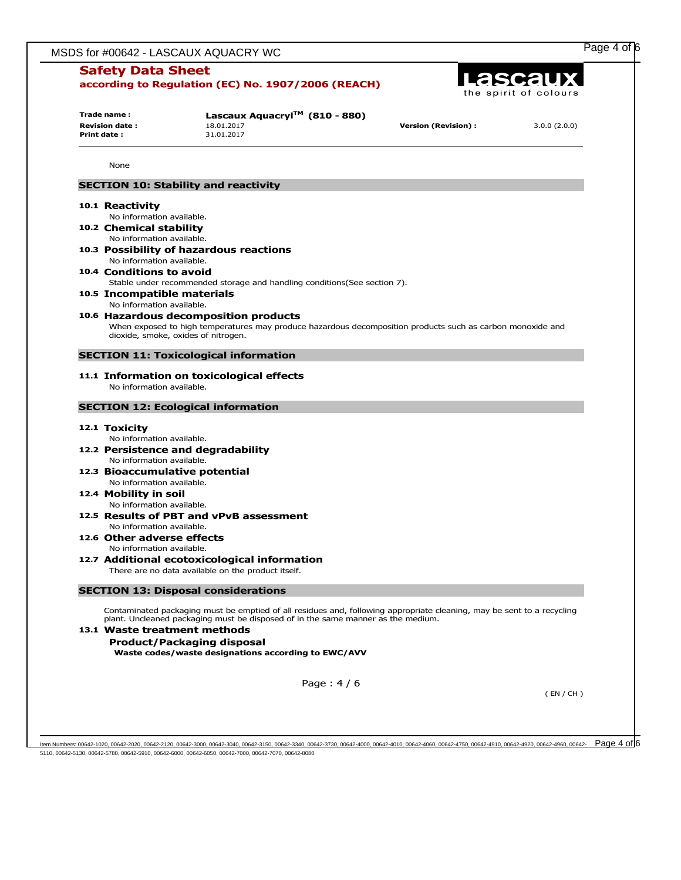None

## SECTION 10: Stability and reactivity

### 10.1 Reactivity

No information available.

### 10.2 Chemical stability

No information available.

### 10.3 Possibility of hazardous reactions

No information available.

### 10.4 Conditions to avoid

Stable under recommended storage and handling conditions(See section 7).

### 10.5 Incompatible materials

No information available.

### 10.6 Hazardous decomposition products

When exposed to high temperatures may produce hazardous decomposition products such as carbon monoxide and dioxide, smoke, oxides of nitrogen.

## SECTION 11: Toxicological information

### 11.1 Information on toxicological effects

No information available.

## SECTION 12: Ecological information

### 12.1 Toxicity

No information available.

### 12.2 Persistence and degradability

No information available.

### 12.3 Bioaccumulative potential

No information available.

### 12.4 Mobility in soil

No information available.

### 12.5 Results of PBT and vPvB assessment

No information available.

### 12.6 Other adverse effects

No information available.

### 12.7 Additional ecotoxicological information

There are no data available on the product itself.

## SECTION 13: Disposal considerations

Contaminated packaging must be emptied of all residues and, following appropriate cleaning, may be sent to a recycling plant. Uncleaned packaging must be disposed of in the same manner as the medium.

### 13.1 Waste treatment methods

**Product/Packaging disposal**

**Waste codes/waste designations according to EWC/AVV**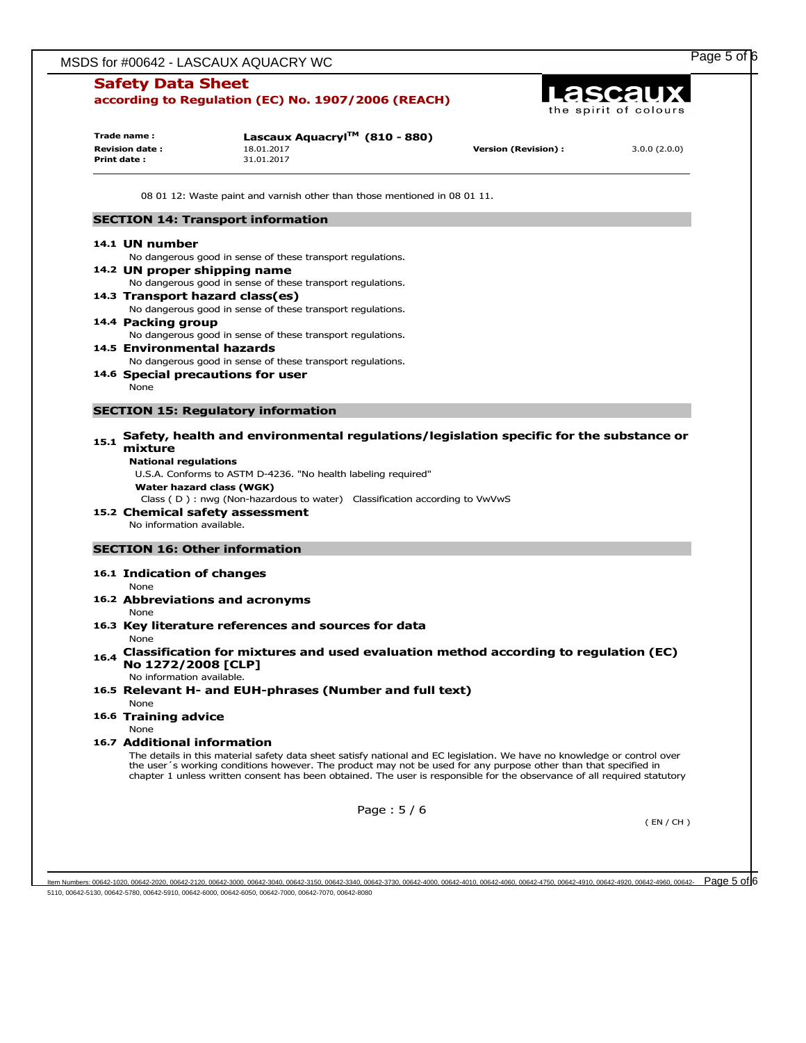08 01 12: Waste paint and varnish other than those mentioned in 08 01 11.

## SECTION 14: Transport information

### 14.1 UN number

No dangerous good in sense of these transport regulations.

### 14.2 UN proper shipping name

No dangerous good in sense of these transport regulations.

### 14.3 Transport hazard class(es)

No dangerous good in sense of these transport regulations.

### 14.4 Packing group

No dangerous good in sense of these transport regulations.

### 14.5 Environmental hazards

No dangerous good in sense of these transport regulations.

### 14.6 Special precautions for user

None

## SECTION 15: Regulatory information

### 15.1 Safety, health and environmental regulations/legislation specific for the substance or mixture

**National regulations**

U.S.A. Conforms to ASTM D-4236. "No health labeling required"

**Water hazard class (WGK)**

Class ( D ) : nwg (Non-hazardous to water) Classification according to VwVwS

### 15.2 Chemical safety assessment

No information available.

## SECTION 16: Other information

### 16.1 Indication of changes

None

### 16.2 Abbreviations and acronyms

None

### 16.3 Key literature references and sources for data

None

### 16.4 Classification for mixtures and used evaluation method according to regulation (EC) No 1272/2008 [CLP]

No information available.

### 16.5 Relevant H- and EUH-phrases (Number and full text)

None

### 16.6 Training advice

None

### 16.7 Additional information

The details in this material safety data sheet satisfy national and EC legislation. We have no knowledge or control over the user´s working conditions however. The product may not be used for any purpose other than that specified in chapter 1 unless written consent has been obtained. The user is responsible for the observance of all required statutory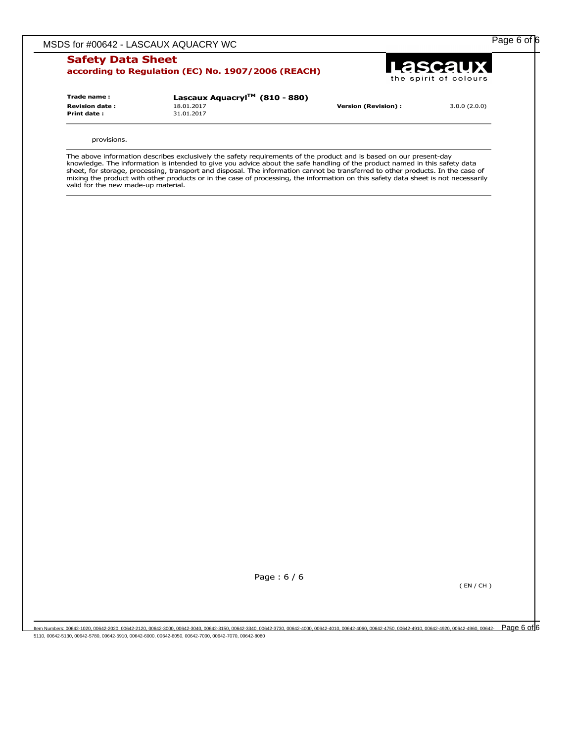provisions.

The above information describes exclusively the safety requirements of the product and is based on our present-day knowledge. The information is intended to give you advice about the safe handling of the product named in this safety data sheet, for storage, processing, transport and disposal. The information cannot be transferred to other products. In the case of mixing the product with other products or in the case of processing, the information on this safety data sheet is not necessarily valid for the new made-up material.